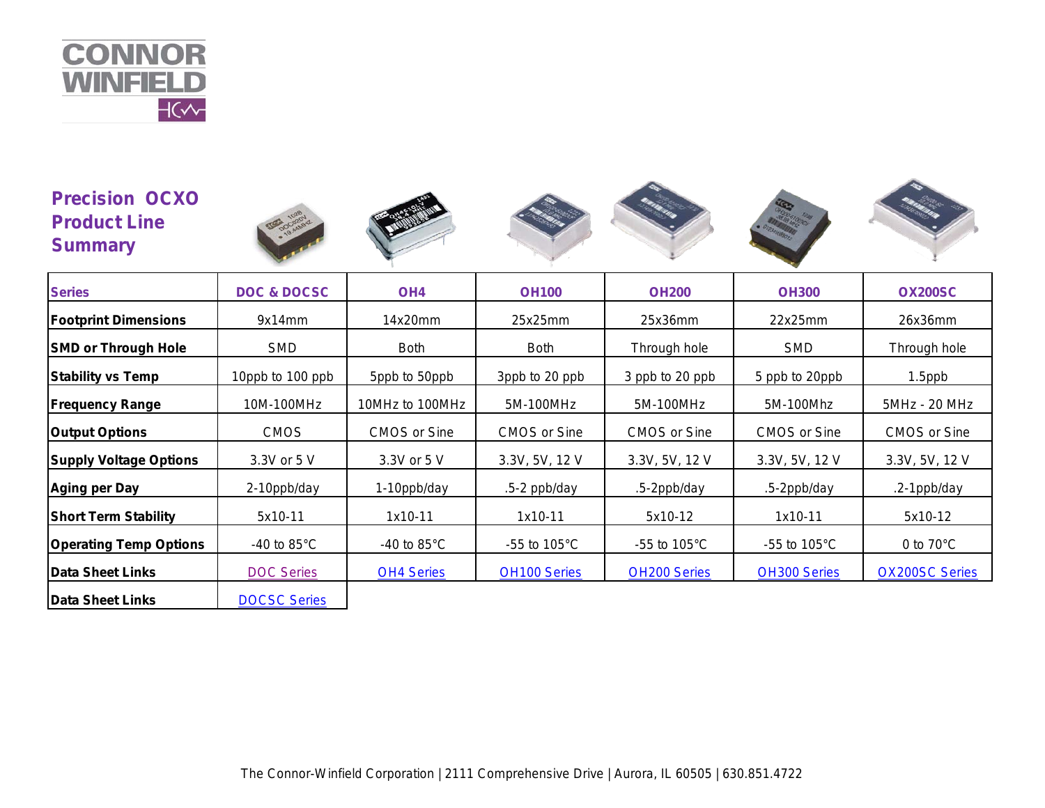CONNOR WINFIELD

# Precision OCXO Product Line Summary

| Series | DOC & DOCSC | OH4 | OH100 | OH200 | OH300 | OX200SC |
|---|---|---|---|---|---|---|
| **Footprint Dimensions** | 9x14mm | 14x20mm | 25x25mm | 25x36mm | 22x25mm | 26x36mm |
| **SMD or Through Hole** | SMD | Both | Both | Through hole | SMD | Through hole |
| **Stability vs Temp** | 10ppb to 100 ppb | 5ppb to 50ppb | 3ppb to 20 ppb | 3 ppb to 20 ppb | 5 ppb to 20ppb | 1.5ppb |
| **Frequency Range** | 10M-100MHz | 10MHz to 100MHz | 5M-100MHz | 5M-100MHz | 5M-100Mhz | 5MHz - 20 MHz |
| **Output Options** | CMOS | CMOS or Sine | CMOS or Sine | CMOS or Sine | CMOS or Sine | CMOS or Sine |
| **Supply Voltage Options** | 3.3V or 5 V | 3.3V or 5 V | 3.3V, 5V, 12 V | 3.3V, 5V, 12 V | 3.3V, 5V, 12 V | 3.3V, 5V, 12 V |
| **Aging per Day** | 2-10ppb/day | 1-10ppb/day | .5-2 ppb/day | .5-2ppb/day | .5-2ppb/day | .2-1ppb/day |
| **Short Term Stability** | 5x10-11 | 1x10-11 | 1x10-11 | 5x10-12 | 1x10-11 | 5x10-12 |
| **Operating Temp Options** | -40 to 85°C | -40 to 85°C | -55 to 105°C | -55 to 105°C | -55 to 105°C | 0 to 70°C |
| **Data Sheet Links** | DOC Series | OH4 Series | OH100 Series | OH200 Series | OH300 Series | OX200SC Series |
| **Data Sheet Links** | DOCSC Series | | | | | |

The Connor-Winfield Corporation | 2111 Comprehensive Drive | Aurora, IL 60505 | 630.851.4722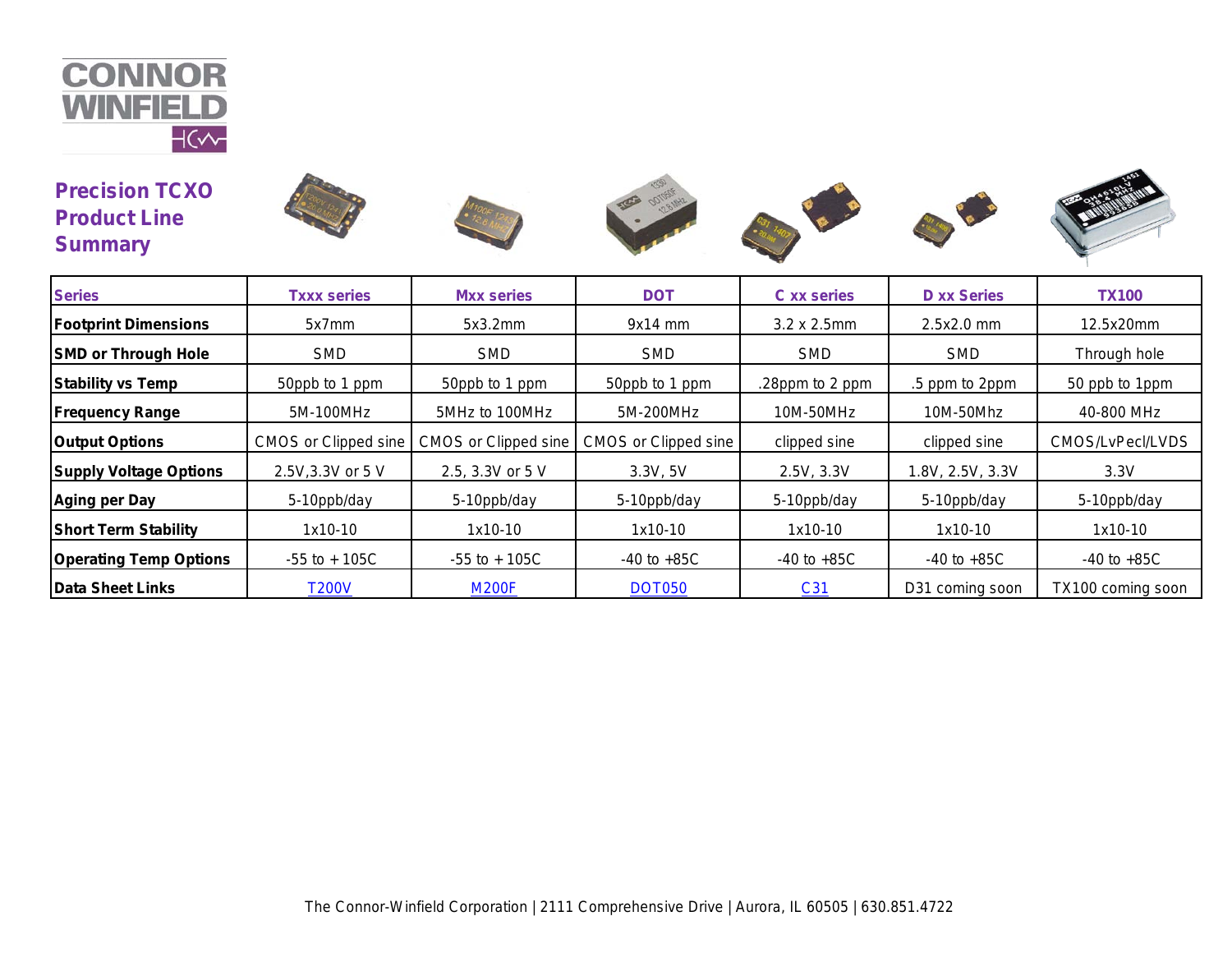CONNOR WINFIELD

# Precision TCXO Product Line Summary

| Series | Txxx series | Mxx series | DOT | C xx series | D xx Series | TX100 |
|---|---|---|---|---|---|---|
| **Footprint Dimensions** | 5x7mm | 5x3.2mm | 9x14 mm | 3.2 x 2.5mm | 2.5x2.0 mm | 12.5x20mm |
| **SMD or Through Hole** | SMD | SMD | SMD | SMD | SMD | Through hole |
| **Stability vs Temp** | 50ppb to 1 ppm | 50ppb to 1 ppm | 50ppb to 1 ppm | .28ppm to 2 ppm | .5 ppm to 2ppm | 50 ppb to 1ppm |
| **Frequency Range** | 5M-100MHz | 5MHz to 100MHz | 5M-200MHz | 10M-50MHz | 10M-50Mhz | 40-800 MHz |
| **Output Options** | CMOS or Clipped sine | CMOS or Clipped sine | CMOS or Clipped sine | clipped sine | clipped sine | CMOS/LvPecl/LVDS |
| **Supply Voltage Options** | 2.5V,3.3V or 5 V | 2.5, 3.3V or 5 V | 3.3V, 5V | 2.5V, 3.3V | 1.8V, 2.5V, 3.3V | 3.3V |
| **Aging per Day** | 5-10ppb/day | 5-10ppb/day | 5-10ppb/day | 5-10ppb/day | 5-10ppb/day | 5-10ppb/day |
| **Short Term Stability** | 1x10-10 | 1x10-10 | 1x10-10 | 1x10-10 | 1x10-10 | 1x10-10 |
| **Operating Temp Options** | -55 to + 105C | -55 to + 105C | -40 to +85C | -40 to +85C | -40 to +85C | -40 to +85C |
| **Data Sheet Links** | T200V | M200F | DOT050 | C31 | D31 coming soon | TX100 coming soon |

The Connor-Winfield Corporation | 2111 Comprehensive Drive | Aurora, IL 60505 | 630.851.4722